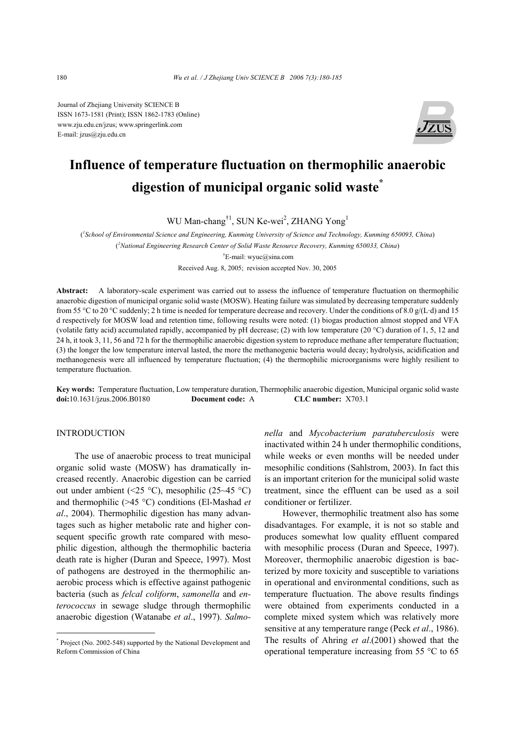Journal of Zhejiang University SCIENCE B
ISSN 1673-1581 (Print); ISSN 1862-1783 (Online)
www.zju.edu.cn/jzus; www.springerlink.com
E-mail: jzus@zju.edu.cn

# Influence of temperature fluctuation on thermophilic anaerobic digestion of municipal organic solid waste*

WU Man-chang[†1], SUN Ke-wei[2], ZHANG Yong[1]

([1]*School of Environmental Science and Engineering, Kunming University of Science and Technology, Kunming 650093, China*)

([2]*National Engineering Research Center of Solid Waste Resource Recovery, Kunming 650033, China*)

[†]E-mail: wyuc@sina.com

Received Aug. 8, 2005; revision accepted Nov. 30, 2005

**Abstract:** A laboratory-scale experiment was carried out to assess the influence of temperature fluctuation on thermophilic anaerobic digestion of municipal organic solid waste (MOSW). Heating failure was simulated by decreasing temperature suddenly from 55 °C to 20 °C suddenly; 2 h time is needed for temperature decrease and recovery. Under the conditions of 8.0 g/(L·d) and 15 d respectively for MOSW load and retention time, following results were noted: (1) biogas production almost stopped and VFA (volatile fatty acid) accumulated rapidly, accompanied by pH decrease; (2) with low temperature (20 °C) duration of 1, 5, 12 and 24 h, it took 3, 11, 56 and 72 h for the thermophilic anaerobic digestion system to reproduce methane after temperature fluctuation; (3) the longer the low temperature interval lasted, the more the methanogenic bacteria would decay; hydrolysis, acidification and methanogenesis were all influenced by temperature fluctuation; (4) the thermophilic microorganisms were highly resilient to temperature fluctuation.

**Key words:** Temperature fluctuation, Low temperature duration, Thermophilic anaerobic digestion, Municipal organic solid waste

**doi:**10.1631/jzus.2006.B0180 **Document code:** A **CLC number:** X703.1

## INTRODUCTION

The use of anaerobic process to treat municipal organic solid waste (MOSW) has dramatically increased recently. Anaerobic digestion can be carried out under ambient (<25 °C), mesophilic (25~45 °C) and thermophilic (>45 °C) conditions (El-Mashad *et al*., 2004). Thermophilic digestion has many advantages such as higher metabolic rate and higher consequent specific growth rate compared with mesophilic digestion, although the thermophilic bacteria death rate is higher (Duran and Speece, 1997). Most of pathogens are destroyed in the thermophilic anaerobic process which is effective against pathogenic bacteria (such as *felcal coliform*, *samonella* and *enterococcus* in sewage sludge through thermophilic anaerobic digestion (Watanabe *et al*., 1997). *Salmonella* and *Mycobacterium paratuberculosis* were inactivated within 24 h under thermophilic conditions, while weeks or even months will be needed under mesophilic conditions (Sahlstrom, 2003). In fact this is an important criterion for the municipal solid waste treatment, since the effluent can be used as a soil conditioner or fertilizer.

However, thermophilic treatment also has some disadvantages. For example, it is not so stable and produces somewhat low quality effluent compared with mesophilic process (Duran and Speece, 1997). Moreover, thermophilic anaerobic digestion is bacterized by more toxicity and susceptible to variations in operational and environmental conditions, such as temperature fluctuation. The above results findings were obtained from experiments conducted in a complete mixed system which was relatively more sensitive at any temperature range (Peck *et al*., 1986). The results of Ahring *et al*.(2001) showed that the operational temperature increasing from 55 °C to 65

---

* Project (No. 2002-548) supported by the National Development and Reform Commission of China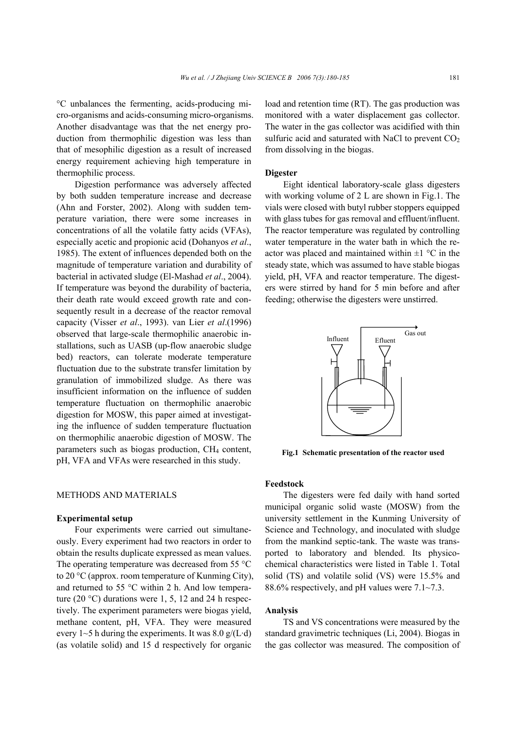°C unbalances the fermenting, acids-producing micro-organisms and acids-consuming micro-organisms. Another disadvantage was that the net energy production from thermophilic digestion was less than that of mesophilic digestion as a result of increased energy requirement achieving high temperature in thermophilic process.

Digestion performance was adversely affected by both sudden temperature increase and decrease (Ahn and Forster, 2002). Along with sudden temperature variation, there were some increases in concentrations of all the volatile fatty acids (VFAs), especially acetic and propionic acid (Dohanyos *et al*., 1985). The extent of influences depended both on the magnitude of temperature variation and durability of bacterial in activated sludge (El-Mashad *et al*., 2004). If temperature was beyond the durability of bacteria, their death rate would exceed growth rate and consequently result in a decrease of the reactor removal capacity (Visser *et al*., 1993). van Lier *et al*.(1996) observed that large-scale thermophilic anaerobic installations, such as UASB (up-flow anaerobic sludge bed) reactors, can tolerate moderate temperature fluctuation due to the substrate transfer limitation by granulation of immobilized sludge. As there was insufficient information on the influence of sudden temperature fluctuation on thermophilic anaerobic digestion for MOSW, this paper aimed at investigating the influence of sudden temperature fluctuation on thermophilic anaerobic digestion of MOSW. The parameters such as biogas production, $CH_4$ content, pH, VFA and VFAs were researched in this study.

## METHODS AND MATERIALS

### Experimental setup

Four experiments were carried out simultaneously. Every experiment had two reactors in order to obtain the results duplicate expressed as mean values. The operating temperature was decreased from 55 °C to 20 °C (approx. room temperature of Kunming City), and returned to 55 °C within 2 h. And low temperature (20 °C) durations were 1, 5, 12 and 24 h respectively. The experiment parameters were biogas yield, methane content, pH, VFA. They were measured every 1~5 h during the experiments. It was 8.0 g/(L·d) (as volatile solid) and 15 d respectively for organic load and retention time (RT). The gas production was monitored with a water displacement gas collector. The water in the gas collector was acidified with thin sulfuric acid and saturated with NaCl to prevent $CO_2$ from dissolving in the biogas.

### Digester

Eight identical laboratory-scale glass digesters with working volume of 2 L are shown in Fig.1. The vials were closed with butyl rubber stoppers equipped with glass tubes for gas removal and effluent/influent. The reactor temperature was regulated by controlling water temperature in the water bath in which the reactor was placed and maintained within ±1 °C in the steady state, which was assumed to have stable biogas yield, pH, VFA and reactor temperature. The digesters were stirred by hand for 5 min before and after feeding; otherwise the digesters were unstirred.

Influent Efluent Gas out

**Fig.1 Schematic presentation of the reactor used**

### Feedstock

The digesters were fed daily with hand sorted municipal organic solid waste (MOSW) from the university settlement in the Kunming University of Science and Technology, and inoculated with sludge from the mankind septic-tank. The waste was transported to laboratory and blended. Its physicochemical characteristics were listed in Table 1. Total solid (TS) and volatile solid (VS) were 15.5% and 88.6% respectively, and pH values were 7.1~7.3.

### Analysis

TS and VS concentrations were measured by the standard gravimetric techniques (Li, 2004). Biogas in the gas collector was measured. The composition of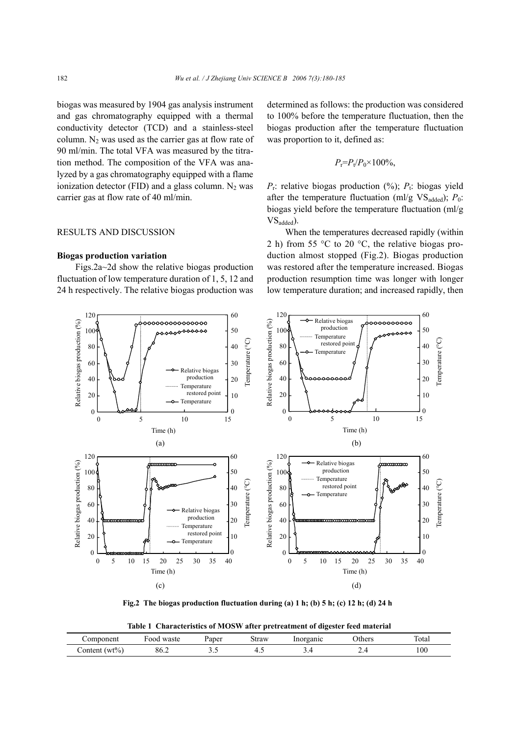biogas was measured by 1904 gas analysis instrument and gas chromatography equipped with a thermal conductivity detector (TCD) and a stainless-steel column. $N_2$ was used as the carrier gas at flow rate of 90 ml/min. The total VFA was measured by the titration method. The composition of the VFA was analyzed by a gas chromatography equipped with a flame ionization detector (FID) and a glass column. $N_2$ was carrier gas at flow rate of 40 ml/min.

## RESULTS AND DISCUSSION

### Biogas production variation

Figs.2a~2d show the relative biogas production fluctuation of low temperature duration of 1, 5, 12 and 24 h respectively. The relative biogas production was determined as follows: the production was considered to 100% before the temperature fluctuation, then the biogas production after the temperature fluctuation was proportion to it, defined as:

$$P_r = P_t / P_0 \times 100\%,$$

$P_r$: relative biogas production (%); $P_t$: biogas yield after the temperature fluctuation (ml/g $VS_{added}$); $P_0$: biogas yield before the temperature fluctuation (ml/g $VS_{added}$).

When the temperatures decreased rapidly (within 2 h) from 55 °C to 20 °C, the relative biogas production almost stopped (Fig.2). Biogas production was restored after the temperature increased. Biogas production resumption time was longer with longer low temperature duration; and increased rapidly, then

**Fig.2 The biogas production fluctuation during (a) 1 h; (b) 5 h; (c) 12 h; (d) 24 h**

**Table 1 Characteristics of MOSW after pretreatment of digester feed material**

| Component | Food waste | Paper | Straw | Inorganic | Others | Total |
|---|---|---|---|---|---|---|
| Content (wt%) | 86.2 | 3.5 | 4.5 | 3.4 | 2.4 | 100 |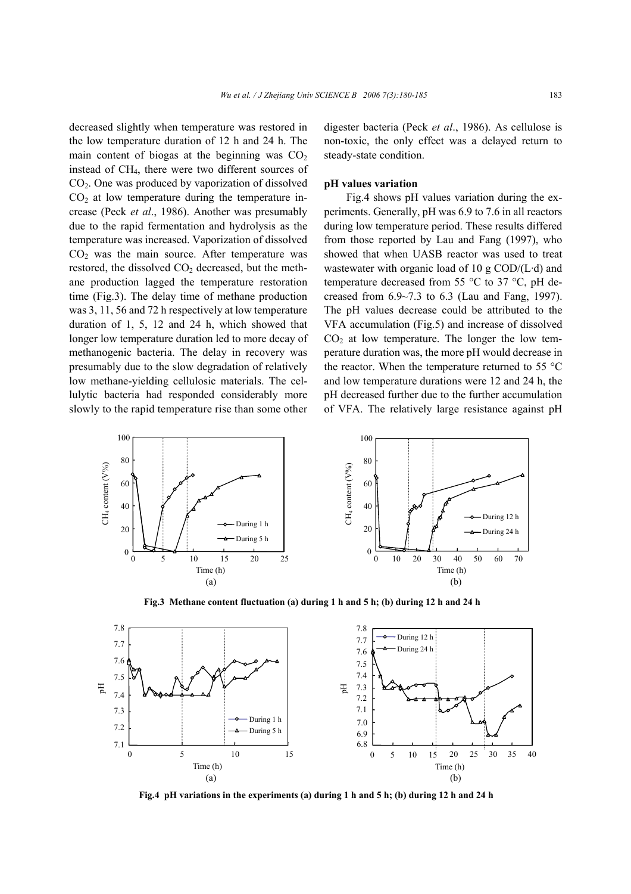decreased slightly when temperature was restored in the low temperature duration of 12 h and 24 h. The main content of biogas at the beginning was $CO_2$ instead of $CH_4$, there were two different sources of $CO_2$. One was produced by vaporization of dissolved $CO_2$ at low temperature during the temperature increase (Peck *et al*., 1986). Another was presumably due to the rapid fermentation and hydrolysis as the temperature was increased. Vaporization of dissolved $CO_2$ was the main source. After temperature was restored, the dissolved $CO_2$ decreased, but the methane production lagged the temperature restoration time (Fig.3). The delay time of methane production was 3, 11, 56 and 72 h respectively at low temperature duration of 1, 5, 12 and 24 h, which showed that longer low temperature duration led to more decay of methanogenic bacteria. The delay in recovery was presumably due to the slow degradation of relatively low methane-yielding cellulosic materials. The cellulytic bacteria had responded considerably more slowly to the rapid temperature rise than some other digester bacteria (Peck *et al*., 1986). As cellulose is non-toxic, the only effect was a delayed return to steady-state condition.

### pH values variation

Fig.4 shows pH values variation during the experiments. Generally, pH was 6.9 to 7.6 in all reactors during low temperature period. These results differed from those reported by Lau and Fang (1997), who showed that when UASB reactor was used to treat wastewater with organic load of 10 g COD/(L·d) and temperature decreased from 55 °C to 37 °C, pH decreased from 6.9~7.3 to 6.3 (Lau and Fang, 1997). The pH values decrease could be attributed to the VFA accumulation (Fig.5) and increase of dissolved $CO_2$ at low temperature. The longer the low temperature duration was, the more pH would decrease in the reactor. When the temperature returned to 55 °C and low temperature durations were 12 and 24 h, the pH decreased further due to the further accumulation of VFA. The relatively large resistance against pH

**Fig.3 Methane content fluctuation (a) during 1 h and 5 h; (b) during 12 h and 24 h**

**Fig.4 pH variations in the experiments (a) during 1 h and 5 h; (b) during 12 h and 24 h**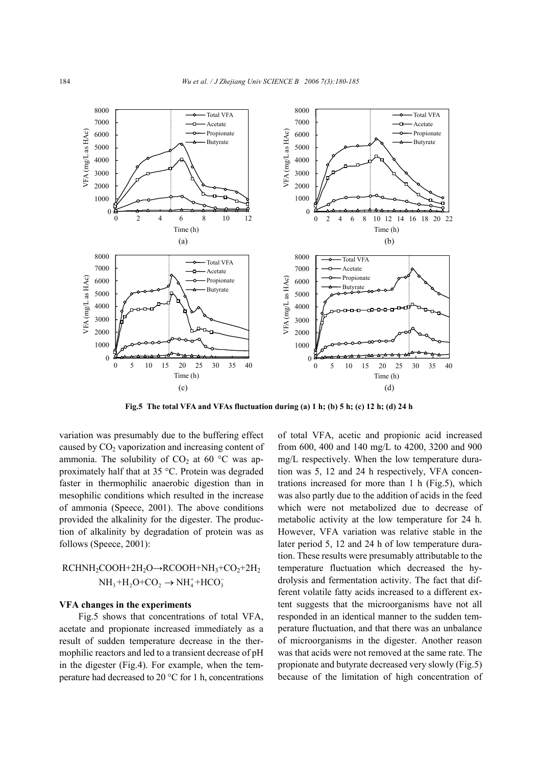**Fig.5 The total VFA and VFAs fluctuation during (a) 1 h; (b) 5 h; (c) 12 h; (d) 24 h**

variation was presumably due to the buffering effect caused by $CO_2$ vaporization and increasing content of ammonia. The solubility of $CO_2$ at 60 °C was approximately half that at 35 °C. Protein was degraded faster in thermophilic anaerobic digestion than in mesophilic conditions which resulted in the increase of ammonia (Speece, 2001). The above conditions provided the alkalinity for the digester. The production of alkalinity by degradation of protein was as follows (Speece, 2001):

$$RCHNH_2COOH+2H_2O \rightarrow RCOOH+NH_3+CO_2+2H_2$$

$$NH_3+H_2O+CO_2 \rightarrow NH_4^{+}+HCO_3^{-}$$

### VFA changes in the experiments

Fig.5 shows that concentrations of total VFA, acetate and propionate increased immediately as a result of sudden temperature decrease in the thermophilic reactors and led to a transient decrease of pH in the digester (Fig.4). For example, when the temperature had decreased to 20 °C for 1 h, concentrations of total VFA, acetic and propionic acid increased from 600, 400 and 140 mg/L to 4200, 3200 and 900 mg/L respectively. When the low temperature duration was 5, 12 and 24 h respectively, VFA concentrations increased for more than 1 h (Fig.5), which was also partly due to the addition of acids in the feed which were not metabolized due to decrease of metabolic activity at the low temperature for 24 h. However, VFA variation was relative stable in the later period 5, 12 and 24 h of low temperature duration. These results were presumably attributable to the temperature fluctuation which decreased the hydrolysis and fermentation activity. The fact that different volatile fatty acids increased to a different extent suggests that the microorganisms have not all responded in an identical manner to the sudden temperature fluctuation, and that there was an unbalance of microorganisms in the digester. Another reason was that acids were not removed at the same rate. The propionate and butyrate decreased very slowly (Fig.5) because of the limitation of high concentration of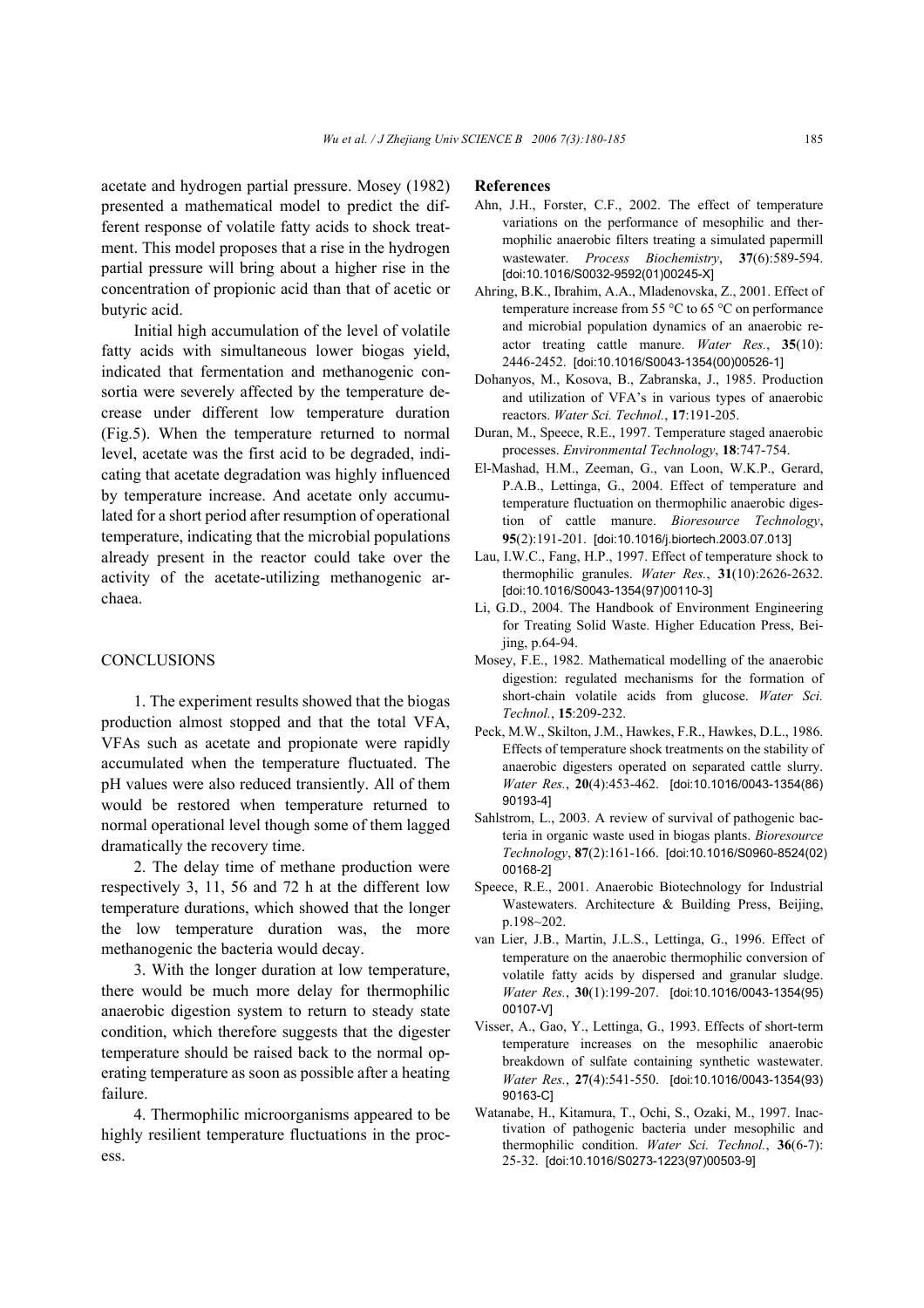acetate and hydrogen partial pressure. Mosey (1982) presented a mathematical model to predict the different response of volatile fatty acids to shock treatment. This model proposes that a rise in the hydrogen partial pressure will bring about a higher rise in the concentration of propionic acid than that of acetic or butyric acid.

Initial high accumulation of the level of volatile fatty acids with simultaneous lower biogas yield, indicated that fermentation and methanogenic consortia were severely affected by the temperature decrease under different low temperature duration (Fig.5). When the temperature returned to normal level, acetate was the first acid to be degraded, indicating that acetate degradation was highly influenced by temperature increase. And acetate only accumulated for a short period after resumption of operational temperature, indicating that the microbial populations already present in the reactor could take over the activity of the acetate-utilizing methanogenic archaea.

## CONCLUSIONS

1. The experiment results showed that the biogas production almost stopped and that the total VFA, VFAs such as acetate and propionate were rapidly accumulated when the temperature fluctuated. The pH values were also reduced transiently. All of them would be restored when temperature returned to normal operational level though some of them lagged dramatically the recovery time.

2. The delay time of methane production were respectively 3, 11, 56 and 72 h at the different low temperature durations, which showed that the longer the low temperature duration was, the more methanogenic the bacteria would decay.

3. With the longer duration at low temperature, there would be much more delay for thermophilic anaerobic digestion system to return to steady state condition, which therefore suggests that the digester temperature should be raised back to the normal operating temperature as soon as possible after a heating failure.

4. Thermophilic microorganisms appeared to be highly resilient temperature fluctuations in the process.

## References

Ahn, J.H., Forster, C.F., 2002. The effect of temperature variations on the performance of mesophilic and thermophilic anaerobic filters treating a simulated papermill wastewater. *Process Biochemistry*, **37**(6):589-594. [doi:10.1016/S0032-9592(01)00245-X]

Ahring, B.K., Ibrahim, A.A., Mladenovska, Z., 2001. Effect of temperature increase from 55 °C to 65 °C on performance and microbial population dynamics of an anaerobic reactor treating cattle manure. *Water Res.*, **35**(10): 2446-2452. [doi:10.1016/S0043-1354(00)00526-1]

Dohanyos, M., Kosova, B., Zabranska, J., 1985. Production and utilization of VFA's in various types of anaerobic reactors. *Water Sci. Technol.*, **17**:191-205.

Duran, M., Speece, R.E., 1997. Temperature staged anaerobic processes. *Environmental Technology*, **18**:747-754.

El-Mashad, H.M., Zeeman, G., van Loon, W.K.P., Gerard, P.A.B., Lettinga, G., 2004. Effect of temperature and temperature fluctuation on thermophilic anaerobic digestion of cattle manure. *Bioresource Technology*, **95**(2):191-201. [doi:10.1016/j.biortech.2003.07.013]

Lau, I.W.C., Fang, H.P., 1997. Effect of temperature shock to thermophilic granules. *Water Res.*, **31**(10):2626-2632. [doi:10.1016/S0043-1354(97)00110-3]

Li, G.D., 2004. The Handbook of Environment Engineering for Treating Solid Waste. Higher Education Press, Beijing, p.64-94.

Mosey, F.E., 1982. Mathematical modelling of the anaerobic digestion: regulated mechanisms for the formation of short-chain volatile acids from glucose. *Water Sci. Technol.*, **15**:209-232.

Peck, M.W., Skilton, J.M., Hawkes, F.R., Hawkes, D.L., 1986. Effects of temperature shock treatments on the stability of anaerobic digesters operated on separated cattle slurry. *Water Res.*, **20**(4):453-462. [doi:10.1016/0043-1354(86)90193-4]

Sahlstrom, L., 2003. A review of survival of pathogenic bacteria in organic waste used in biogas plants. *Bioresource Technology*, **87**(2):161-166. [doi:10.1016/S0960-8524(02)00168-2]

Speece, R.E., 2001. Anaerobic Biotechnology for Industrial Wastewaters. Architecture & Building Press, Beijing, p.198~202.

van Lier, J.B., Martin, J.L.S., Lettinga, G., 1996. Effect of temperature on the anaerobic thermophilic conversion of volatile fatty acids by dispersed and granular sludge. *Water Res.*, **30**(1):199-207. [doi:10.1016/0043-1354(95)00107-V]

Visser, A., Gao, Y., Lettinga, G., 1993. Effects of short-term temperature increases on the mesophilic anaerobic breakdown of sulfate containing synthetic wastewater. *Water Res.*, **27**(4):541-550. [doi:10.1016/0043-1354(93)90163-C]

Watanabe, H., Kitamura, T., Ochi, S., Ozaki, M., 1997. Inactivation of pathogenic bacteria under mesophilic and thermophilic condition. *Water Sci. Technol.*, **36**(6-7): 25-32. [doi:10.1016/S0273-1223(97)00503-9]